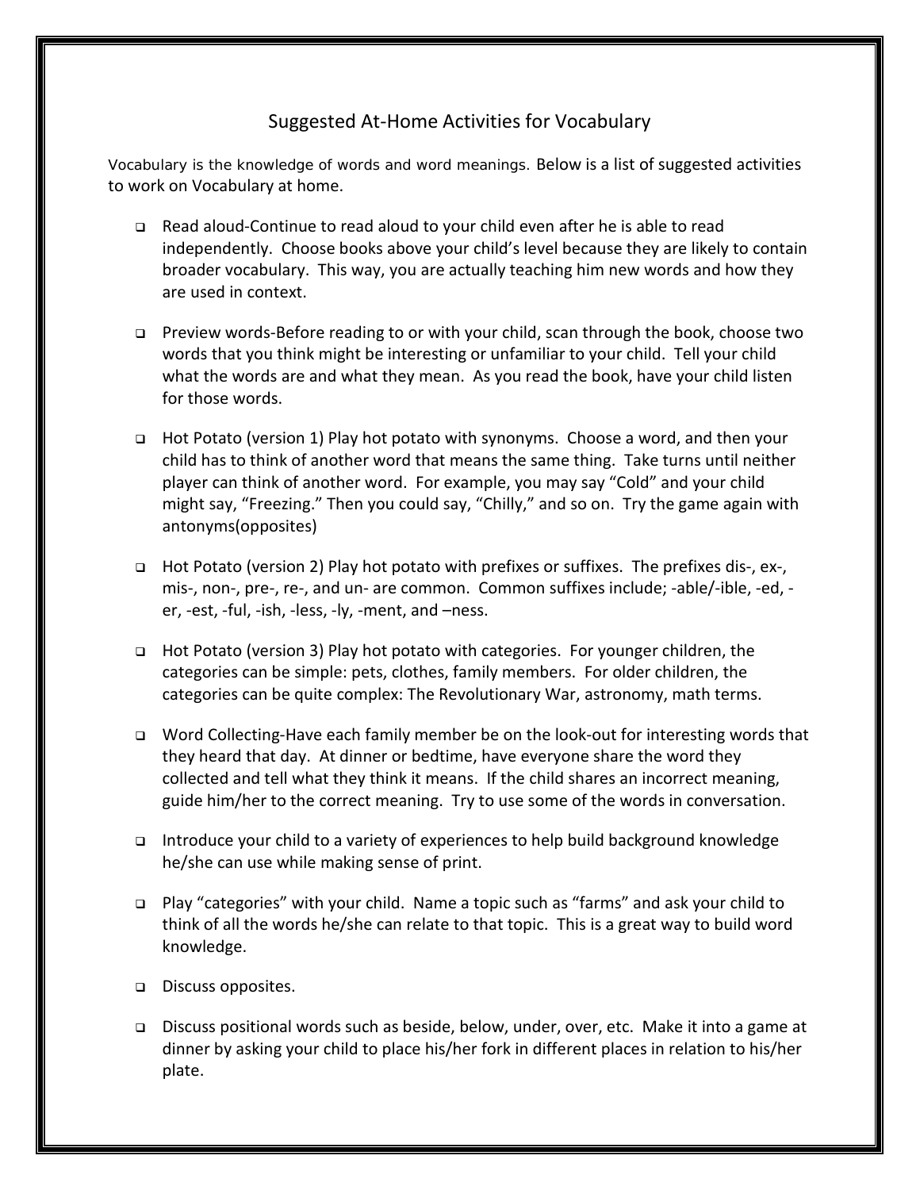# Suggested At-Home Activities for Vocabulary

Vocabulary is the knowledge of words and word meanings. Below is a list of suggested activities to work on Vocabulary at home.

- Read aloud-Continue to read aloud to your child even after he is able to read independently. Choose books above your child's level because they are likely to contain broader vocabulary. This way, you are actually teaching him new words and how they are used in context.

- Preview words-Before reading to or with your child, scan through the book, choose two words that you think might be interesting or unfamiliar to your child. Tell your child what the words are and what they mean. As you read the book, have your child listen for those words.

- Hot Potato (version 1) Play hot potato with synonyms. Choose a word, and then your child has to think of another word that means the same thing. Take turns until neither player can think of another word. For example, you may say "Cold" and your child might say, "Freezing." Then you could say, "Chilly," and so on. Try the game again with antonyms(opposites)

- Hot Potato (version 2) Play hot potato with prefixes or suffixes. The prefixes dis-, ex-, mis-, non-, pre-, re-, and un- are common. Common suffixes include; -able/-ible, -ed, -er, -est, -ful, -ish, -less, -ly, -ment, and –ness.

- Hot Potato (version 3) Play hot potato with categories. For younger children, the categories can be simple: pets, clothes, family members. For older children, the categories can be quite complex: The Revolutionary War, astronomy, math terms.

- Word Collecting-Have each family member be on the look-out for interesting words that they heard that day. At dinner or bedtime, have everyone share the word they collected and tell what they think it means. If the child shares an incorrect meaning, guide him/her to the correct meaning. Try to use some of the words in conversation.

- Introduce your child to a variety of experiences to help build background knowledge he/she can use while making sense of print.

- Play "categories" with your child. Name a topic such as "farms" and ask your child to think of all the words he/she can relate to that topic. This is a great way to build word knowledge.

- Discuss opposites.

- Discuss positional words such as beside, below, under, over, etc. Make it into a game at dinner by asking your child to place his/her fork in different places in relation to his/her plate.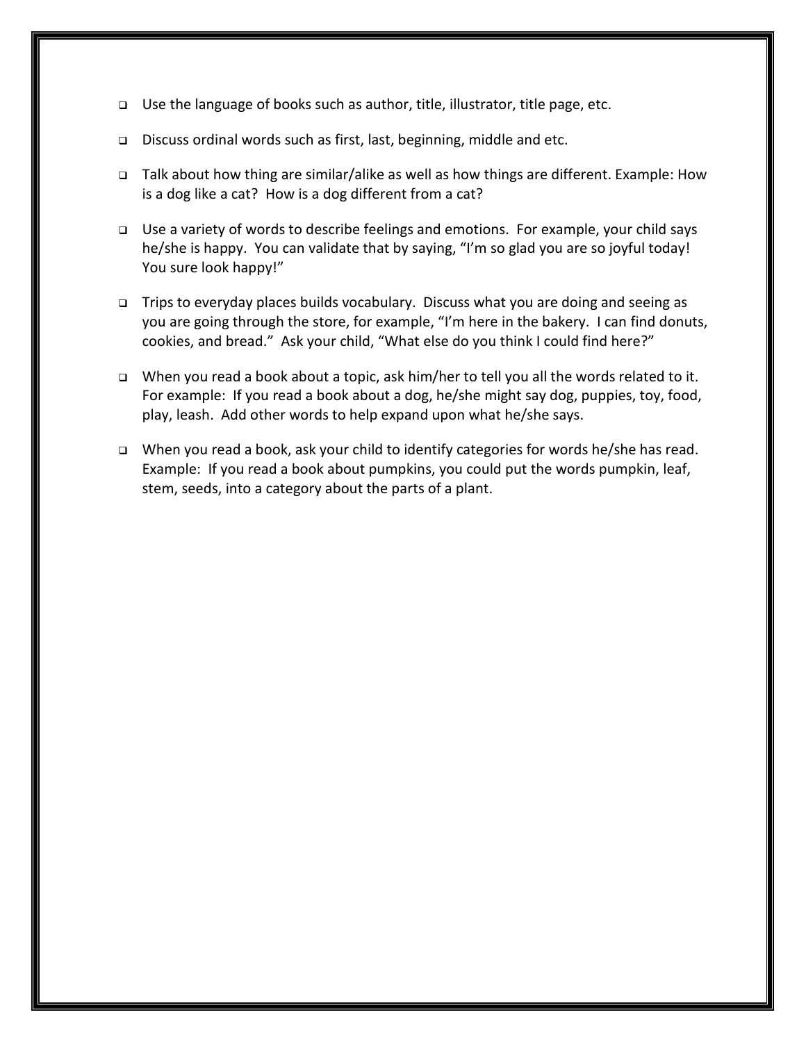- Use the language of books such as author, title, illustrator, title page, etc.
- Discuss ordinal words such as first, last, beginning, middle and etc.
- Talk about how thing are similar/alike as well as how things are different. Example: How is a dog like a cat? How is a dog different from a cat?
- Use a variety of words to describe feelings and emotions. For example, your child says he/she is happy. You can validate that by saying, "I'm so glad you are so joyful today! You sure look happy!"
- Trips to everyday places builds vocabulary. Discuss what you are doing and seeing as you are going through the store, for example, "I'm here in the bakery. I can find donuts, cookies, and bread." Ask your child, "What else do you think I could find here?"
- When you read a book about a topic, ask him/her to tell you all the words related to it. For example: If you read a book about a dog, he/she might say dog, puppies, toy, food, play, leash. Add other words to help expand upon what he/she says.
- When you read a book, ask your child to identify categories for words he/she has read. Example: If you read a book about pumpkins, you could put the words pumpkin, leaf, stem, seeds, into a category about the parts of a plant.